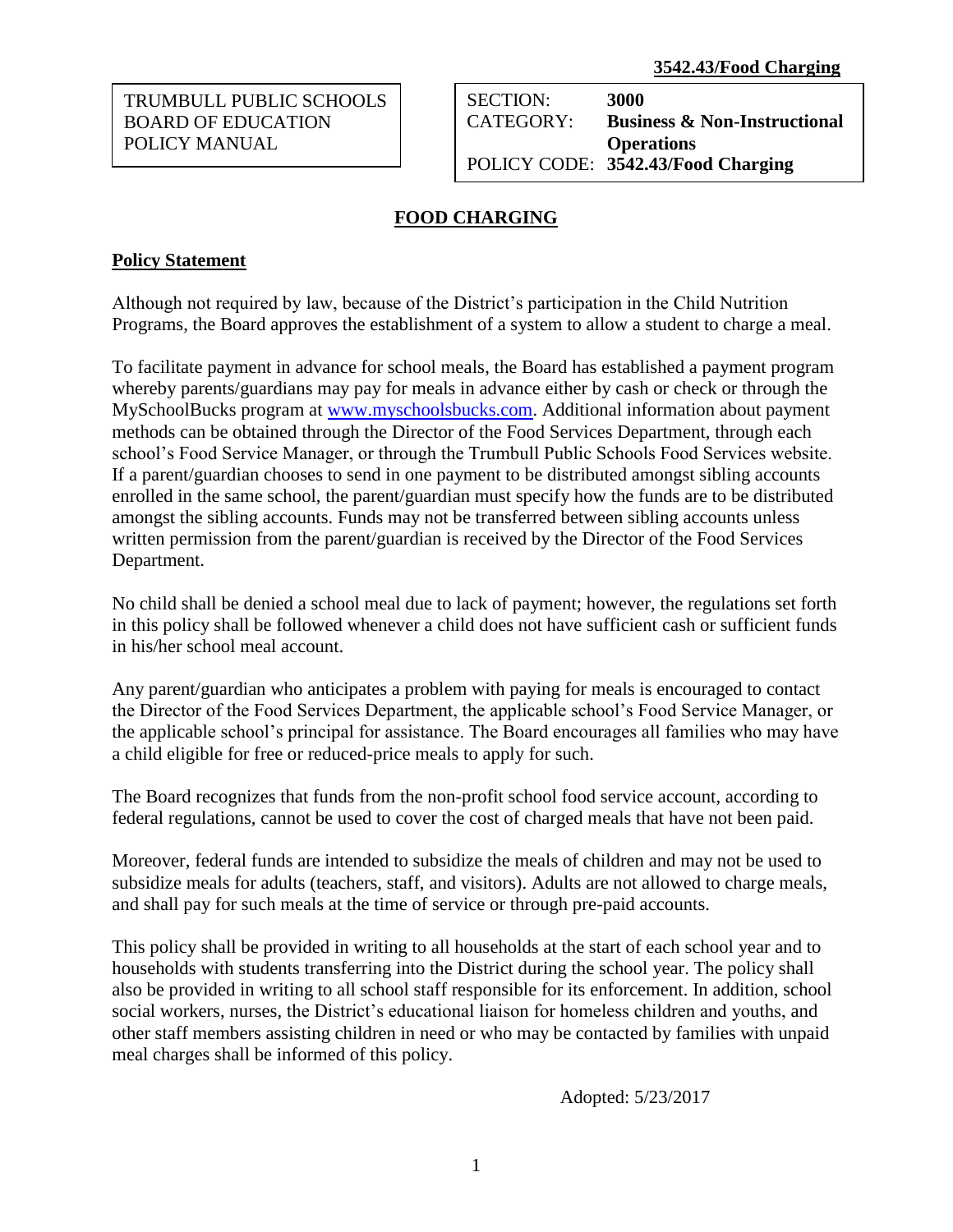| TRUMBULL PUBLIC SCHOOLS BOARD OF EDUCATION POLICY MANUAL | SECTION: **3000** CATEGORY: **Business & Non-Instructional Operations** POLICY CODE: **3542.43/Food Charging** |
|---|---|

# FOOD CHARGING

## Policy Statement

Although not required by law, because of the District's participation in the Child Nutrition Programs, the Board approves the establishment of a system to allow a student to charge a meal.

To facilitate payment in advance for school meals, the Board has established a payment program whereby parents/guardians may pay for meals in advance either by cash or check or through the MySchoolBucks program at www.myschoolsbucks.com. Additional information about payment methods can be obtained through the Director of the Food Services Department, through each school's Food Service Manager, or through the Trumbull Public Schools Food Services website. If a parent/guardian chooses to send in one payment to be distributed amongst sibling accounts enrolled in the same school, the parent/guardian must specify how the funds are to be distributed amongst the sibling accounts. Funds may not be transferred between sibling accounts unless written permission from the parent/guardian is received by the Director of the Food Services Department.

No child shall be denied a school meal due to lack of payment; however, the regulations set forth in this policy shall be followed whenever a child does not have sufficient cash or sufficient funds in his/her school meal account.

Any parent/guardian who anticipates a problem with paying for meals is encouraged to contact the Director of the Food Services Department, the applicable school's Food Service Manager, or the applicable school's principal for assistance. The Board encourages all families who may have a child eligible for free or reduced-price meals to apply for such.

The Board recognizes that funds from the non-profit school food service account, according to federal regulations, cannot be used to cover the cost of charged meals that have not been paid.

Moreover, federal funds are intended to subsidize the meals of children and may not be used to subsidize meals for adults (teachers, staff, and visitors). Adults are not allowed to charge meals, and shall pay for such meals at the time of service or through pre-paid accounts.

This policy shall be provided in writing to all households at the start of each school year and to households with students transferring into the District during the school year. The policy shall also be provided in writing to all school staff responsible for its enforcement. In addition, school social workers, nurses, the District's educational liaison for homeless children and youths, and other staff members assisting children in need or who may be contacted by families with unpaid meal charges shall be informed of this policy.

Adopted: 5/23/2017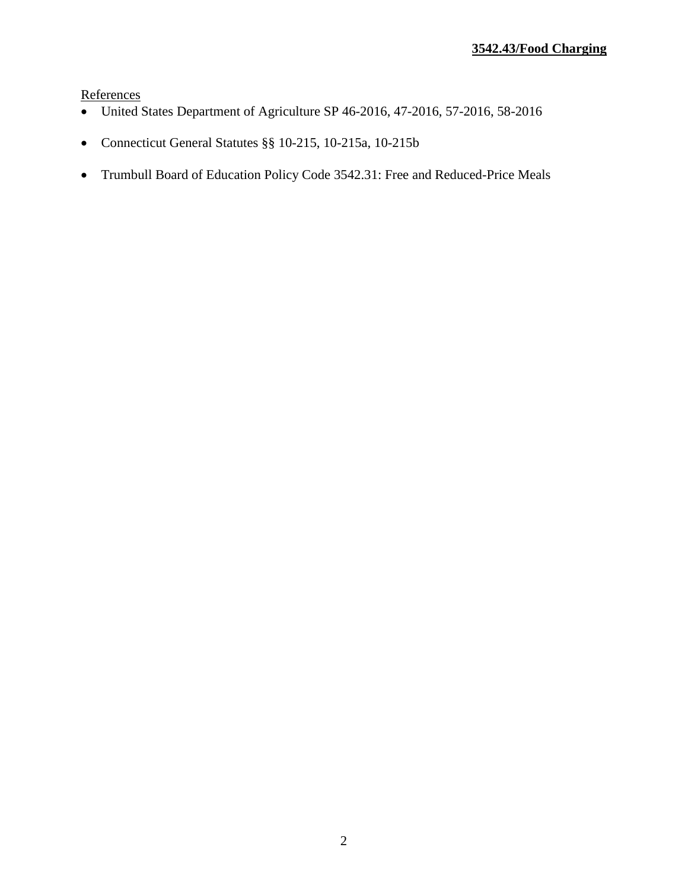References

- United States Department of Agriculture SP 46-2016, 47-2016, 57-2016, 58-2016
- Connecticut General Statutes §§ 10-215, 10-215a, 10-215b
- Trumbull Board of Education Policy Code 3542.31: Free and Reduced-Price Meals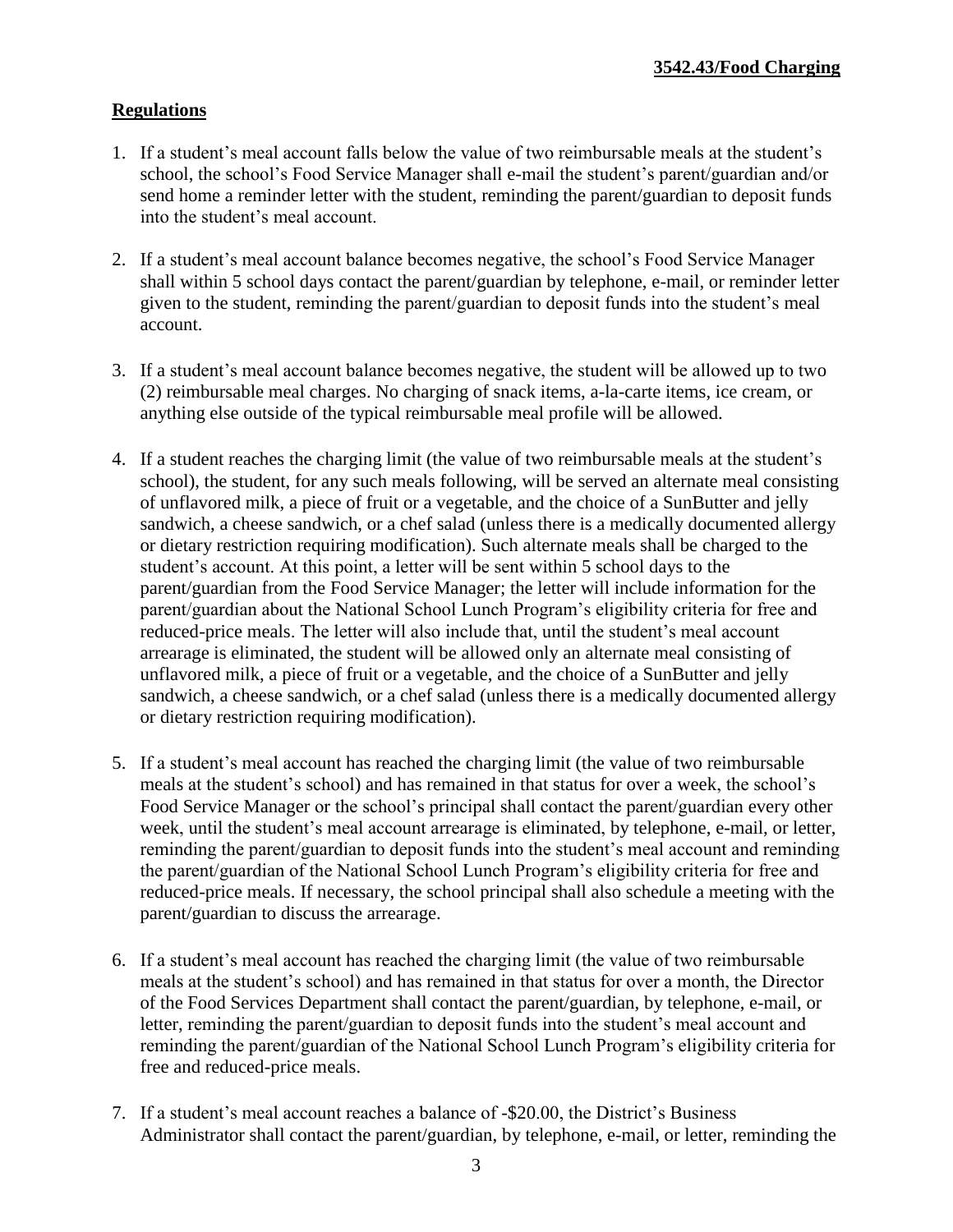## Regulations

1. If a student's meal account falls below the value of two reimbursable meals at the student's school, the school's Food Service Manager shall e-mail the student's parent/guardian and/or send home a reminder letter with the student, reminding the parent/guardian to deposit funds into the student's meal account.

2. If a student's meal account balance becomes negative, the school's Food Service Manager shall within 5 school days contact the parent/guardian by telephone, e-mail, or reminder letter given to the student, reminding the parent/guardian to deposit funds into the student's meal account.

3. If a student's meal account balance becomes negative, the student will be allowed up to two (2) reimbursable meal charges. No charging of snack items, a-la-carte items, ice cream, or anything else outside of the typical reimbursable meal profile will be allowed.

4. If a student reaches the charging limit (the value of two reimbursable meals at the student's school), the student, for any such meals following, will be served an alternate meal consisting of unflavored milk, a piece of fruit or a vegetable, and the choice of a SunButter and jelly sandwich, a cheese sandwich, or a chef salad (unless there is a medically documented allergy or dietary restriction requiring modification). Such alternate meals shall be charged to the student's account. At this point, a letter will be sent within 5 school days to the parent/guardian from the Food Service Manager; the letter will include information for the parent/guardian about the National School Lunch Program's eligibility criteria for free and reduced-price meals. The letter will also include that, until the student's meal account arrearage is eliminated, the student will be allowed only an alternate meal consisting of unflavored milk, a piece of fruit or a vegetable, and the choice of a SunButter and jelly sandwich, a cheese sandwich, or a chef salad (unless there is a medically documented allergy or dietary restriction requiring modification).

5. If a student's meal account has reached the charging limit (the value of two reimbursable meals at the student's school) and has remained in that status for over a week, the school's Food Service Manager or the school's principal shall contact the parent/guardian every other week, until the student's meal account arrearage is eliminated, by telephone, e-mail, or letter, reminding the parent/guardian to deposit funds into the student's meal account and reminding the parent/guardian of the National School Lunch Program's eligibility criteria for free and reduced-price meals. If necessary, the school principal shall also schedule a meeting with the parent/guardian to discuss the arrearage.

6. If a student's meal account has reached the charging limit (the value of two reimbursable meals at the student's school) and has remained in that status for over a month, the Director of the Food Services Department shall contact the parent/guardian, by telephone, e-mail, or letter, reminding the parent/guardian to deposit funds into the student's meal account and reminding the parent/guardian of the National School Lunch Program's eligibility criteria for free and reduced-price meals.

7. If a student's meal account reaches a balance of -$20.00, the District's Business Administrator shall contact the parent/guardian, by telephone, e-mail, or letter, reminding the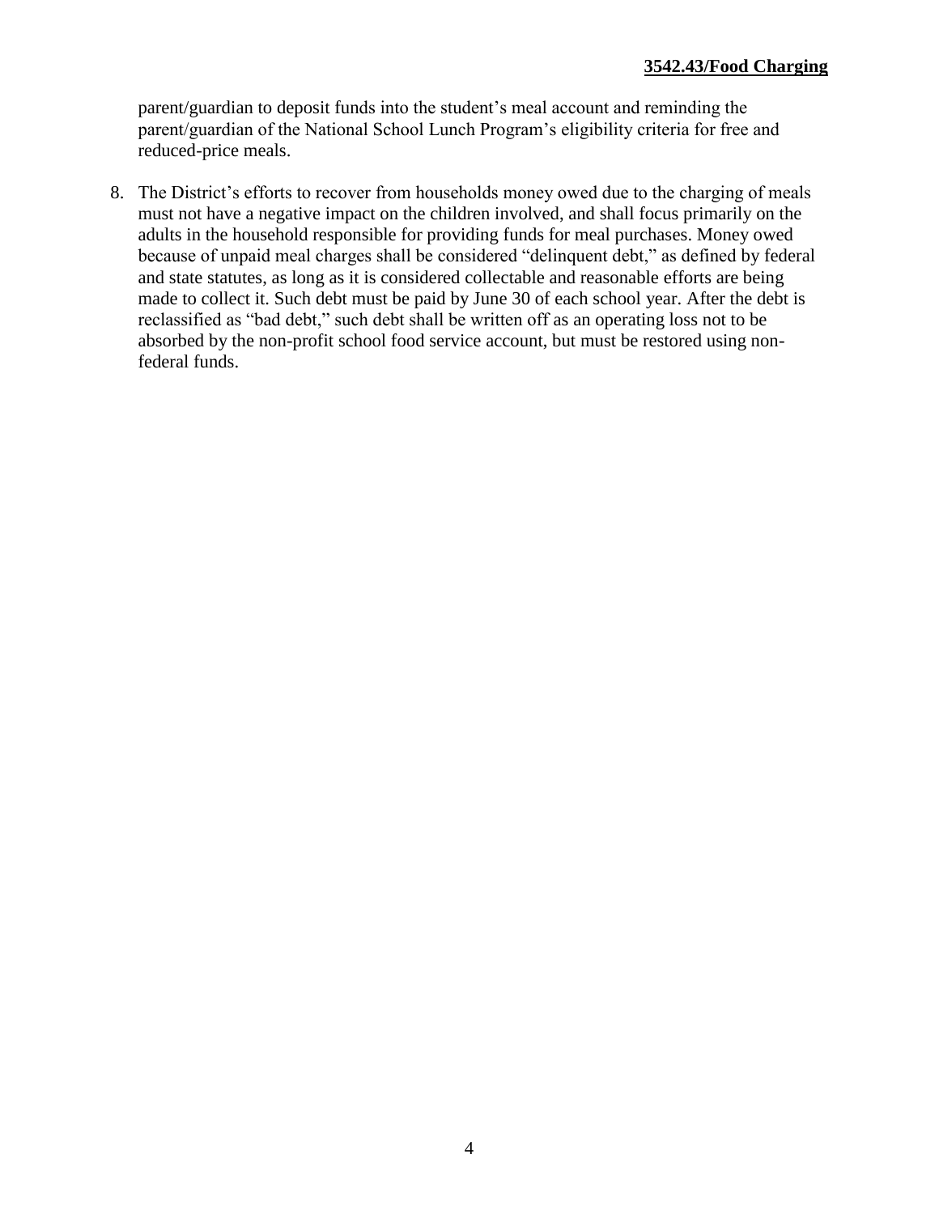parent/guardian to deposit funds into the student's meal account and reminding the parent/guardian of the National School Lunch Program's eligibility criteria for free and reduced-price meals.

8. The District's efforts to recover from households money owed due to the charging of meals must not have a negative impact on the children involved, and shall focus primarily on the adults in the household responsible for providing funds for meal purchases. Money owed because of unpaid meal charges shall be considered "delinquent debt," as defined by federal and state statutes, as long as it is considered collectable and reasonable efforts are being made to collect it. Such debt must be paid by June 30 of each school year. After the debt is reclassified as "bad debt," such debt shall be written off as an operating loss not to be absorbed by the non-profit school food service account, but must be restored using non-federal funds.